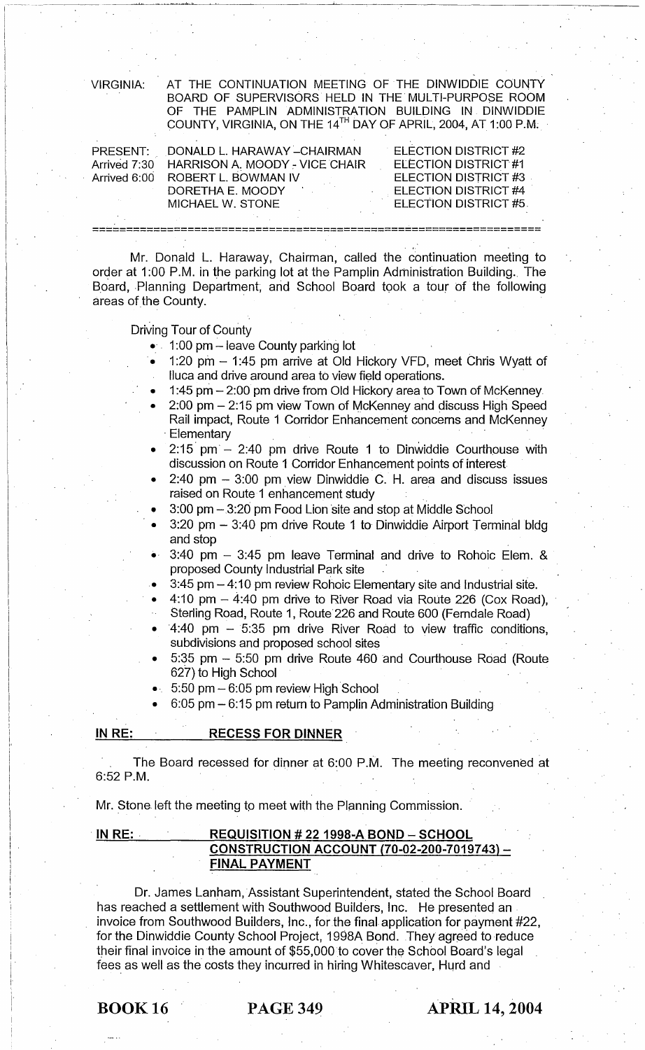VIRGINIA: AT THE CONTINUATION MEETING OF THE DINWIDDIE COUNTY BOARD OF SUPERVISORS HELD IN THE MULTI-PURPOSE ROOM OF THE PAMPLIN ADMINISTRATION BUILDING IN DINWIDDIE COUNTY, VIRGINIA, ON THE 14TH DAY OF APRIL, 2004, AT 1:00 P.M.

| | | |
|---|---|---|
| PRESENT: | DONALD L. HARAWAY – CHAIRMAN | ELECTION DISTRICT #2 |
| Arrived 7:30 | HARRISON A. MOODY - VICE CHAIR | ELECTION DISTRICT #1 |
| Arrived 6:00 | ROBERT L. BOWMAN IV | ELECTION DISTRICT #3 |
| | DORETHA E. MOODY | ELECTION DISTRICT #4 |
| | MICHAEL W. STONE | ELECTION DISTRICT #5 |

---

Mr. Donald L. Haraway, Chairman, called the continuation meeting to order at 1:00 P.M. in the parking lot at the Pamplin Administration Building. The Board, Planning Department, and School Board took a tour of the following areas of the County.

Driving Tour of County

- 1:00 pm – leave County parking lot
- 1:20 pm – 1:45 pm arrive at Old Hickory VFD, meet Chris Wyatt of Iluca and drive around area to view field operations.
- 1:45 pm – 2:00 pm drive from Old Hickory area to Town of McKenney
- 2:00 pm – 2:15 pm view Town of McKenney and discuss High Speed Rail impact, Route 1 Corridor Enhancement concerns and McKenney Elementary
- 2:15 pm – 2:40 pm drive Route 1 to Dinwiddie Courthouse with discussion on Route 1 Corridor Enhancement points of interest
- 2:40 pm – 3:00 pm view Dinwiddie C. H. area and discuss issues raised on Route 1 enhancement study
- 3:00 pm – 3:20 pm Food Lion site and stop at Middle School
- 3:20 pm – 3:40 pm drive Route 1 to Dinwiddie Airport Terminal bldg and stop
- 3:40 pm – 3:45 pm leave Terminal and drive to Rohoic Elem. & proposed County Industrial Park site
- 3:45 pm – 4:10 pm review Rohoic Elementary site and Industrial site.
- 4:10 pm – 4:40 pm drive to River Road via Route 226 (Cox Road), Sterling Road, Route 1, Route 226 and Route 600 (Ferndale Road)
- 4:40 pm – 5:35 pm drive River Road to view traffic conditions, subdivisions and proposed school sites
- 5:35 pm – 5:50 pm drive Route 460 and Courthouse Road (Route 627) to High School
- 5:50 pm – 6:05 pm review High School
- 6:05 pm – 6:15 pm return to Pamplin Administration Building

**IN RE: RECESS FOR DINNER**

The Board recessed for dinner at 6:00 P.M. The meeting reconvened at 6:52 P.M.

Mr. Stone left the meeting to meet with the Planning Commission.

**IN RE: REQUISITION # 22 1998-A BOND – SCHOOL CONSTRUCTION ACCOUNT (70-02-200-7019743) – FINAL PAYMENT**

Dr. James Lanham, Assistant Superintendent, stated the School Board has reached a settlement with Southwood Builders, Inc. He presented an invoice from Southwood Builders, Inc., for the final application for payment #22, for the Dinwiddie County School Project, 1998A Bond. They agreed to reduce their final invoice in the amount of $55,000 to cover the School Board's legal fees as well as the costs they incurred in hiring Whitescaver, Hurd and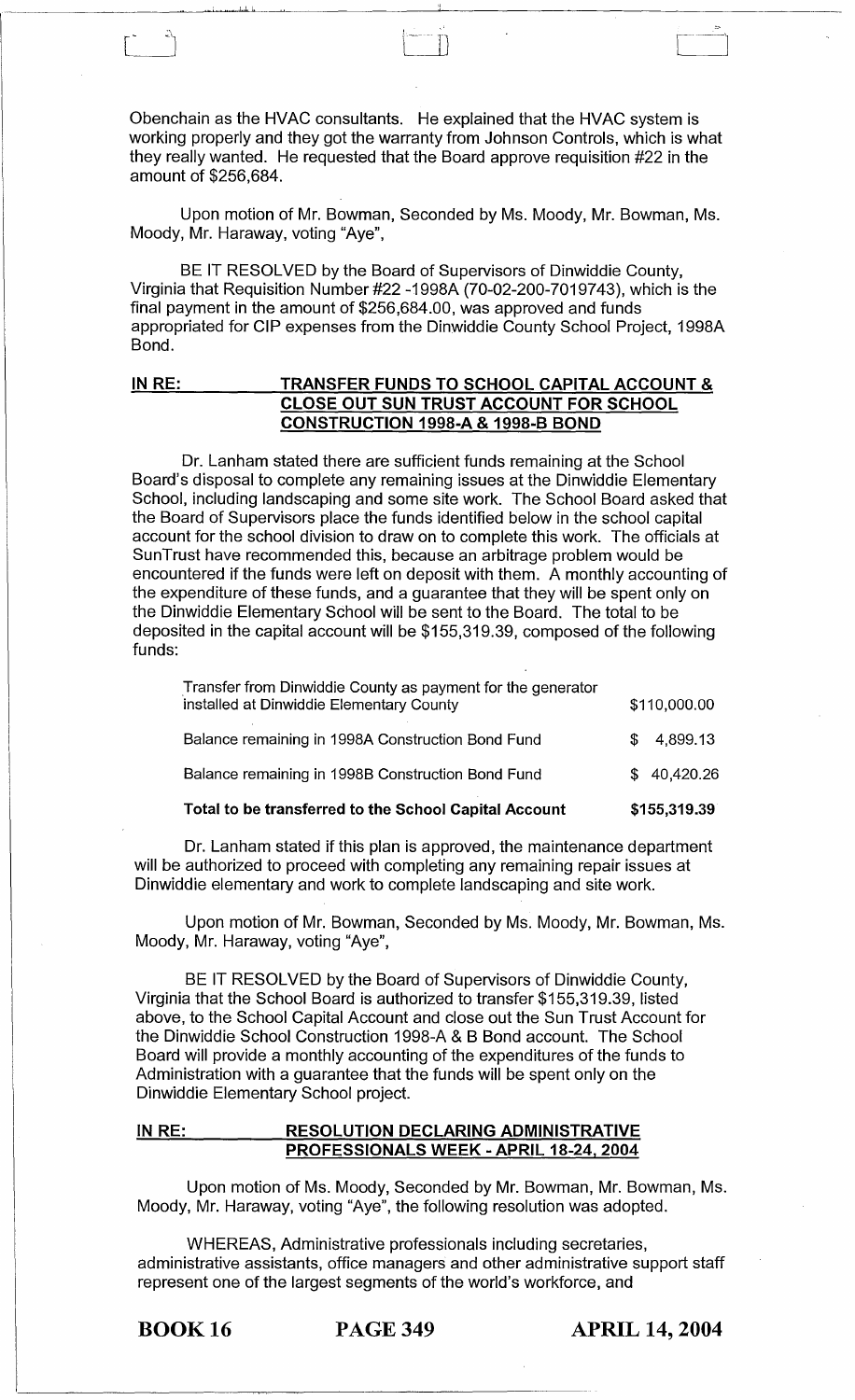Obenchain as the HVAC consultants. He explained that the HVAC system is working properly and they got the warranty from Johnson Controls, which is what they really wanted. He requested that the Board approve requisition #22 in the amount of $256,684.

Upon motion of Mr. Bowman, Seconded by Ms. Moody, Mr. Bowman, Ms. Moody, Mr. Haraway, voting "Aye",

BE IT RESOLVED by the Board of Supervisors of Dinwiddie County, Virginia that Requisition Number #22 -1998A (70-02-200-7019743), which is the final payment in the amount of $256,684.00, was approved and funds appropriated for CIP expenses from the Dinwiddie County School Project, 1998A Bond.

## IN RE: TRANSFER FUNDS TO SCHOOL CAPITAL ACCOUNT & CLOSE OUT SUN TRUST ACCOUNT FOR SCHOOL CONSTRUCTION 1998-A & 1998-B BOND

Dr. Lanham stated there are sufficient funds remaining at the School Board's disposal to complete any remaining issues at the Dinwiddie Elementary School, including landscaping and some site work. The School Board asked that the Board of Supervisors place the funds identified below in the school capital account for the school division to draw on to complete this work. The officials at SunTrust have recommended this, because an arbitrage problem would be encountered if the funds were left on deposit with them. A monthly accounting of the expenditure of these funds, and a guarantee that they will be spent only on the Dinwiddie Elementary School will be sent to the Board. The total to be deposited in the capital account will be $155,319.39, composed of the following funds:

| | |
|---|---|
| Transfer from Dinwiddie County as payment for the generator installed at Dinwiddie Elementary County | $110,000.00 |
| Balance remaining in 1998A Construction Bond Fund | $ 4,899.13 |
| Balance remaining in 1998B Construction Bond Fund | $ 40,420.26 |
| **Total to be transferred to the School Capital Account** | **$155,319.39** |

Dr. Lanham stated if this plan is approved, the maintenance department will be authorized to proceed with completing any remaining repair issues at Dinwiddie elementary and work to complete landscaping and site work.

Upon motion of Mr. Bowman, Seconded by Ms. Moody, Mr. Bowman, Ms. Moody, Mr. Haraway, voting "Aye",

BE IT RESOLVED by the Board of Supervisors of Dinwiddie County, Virginia that the School Board is authorized to transfer $155,319.39, listed above, to the School Capital Account and close out the Sun Trust Account for the Dinwiddie School Construction 1998-A & B Bond account. The School Board will provide a monthly accounting of the expenditures of the funds to Administration with a guarantee that the funds will be spent only on the Dinwiddie Elementary School project.

## IN RE: RESOLUTION DECLARING ADMINISTRATIVE PROFESSIONALS WEEK - APRIL 18-24, 2004

Upon motion of Ms. Moody, Seconded by Mr. Bowman, Mr. Bowman, Ms. Moody, Mr. Haraway, voting "Aye", the following resolution was adopted.

WHEREAS, Administrative professionals including secretaries, administrative assistants, office managers and other administrative support staff represent one of the largest segments of the world's workforce, and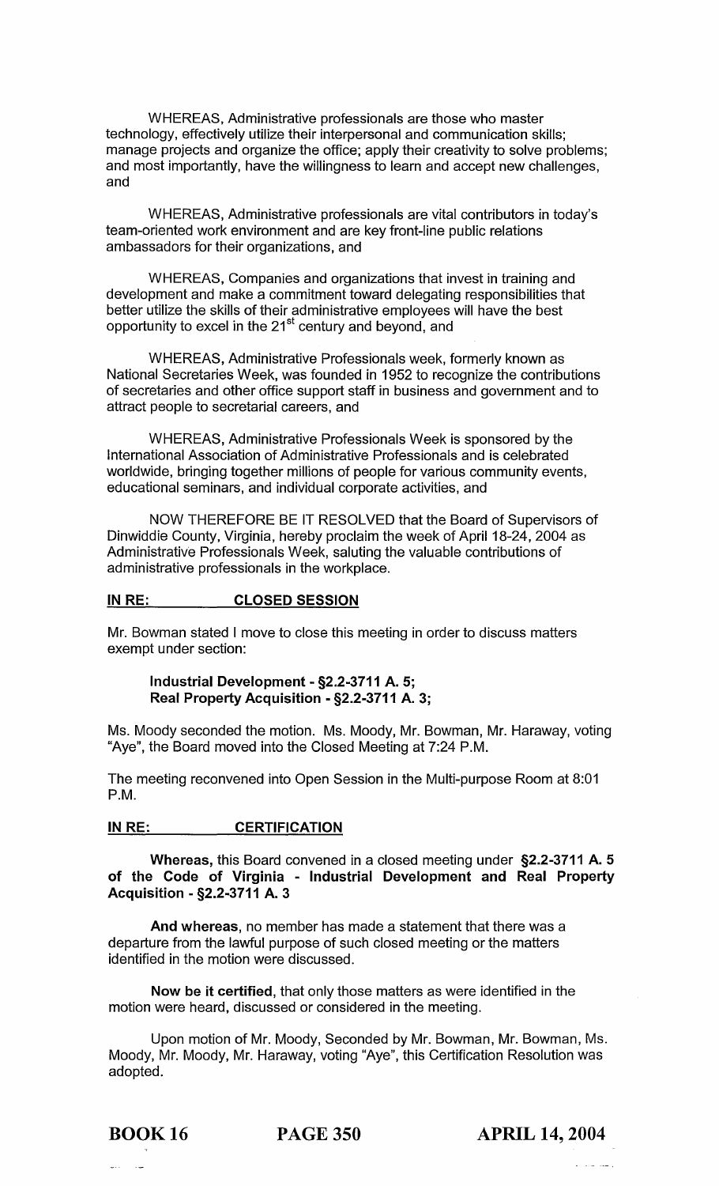WHEREAS, Administrative professionals are those who master technology, effectively utilize their interpersonal and communication skills; manage projects and organize the office; apply their creativity to solve problems; and most importantly, have the willingness to learn and accept new challenges, and

WHEREAS, Administrative professionals are vital contributors in today's team-oriented work environment and are key front-line public relations ambassadors for their organizations, and

WHEREAS, Companies and organizations that invest in training and development and make a commitment toward delegating responsibilities that better utilize the skills of their administrative employees will have the best opportunity to excel in the 21st century and beyond, and

WHEREAS, Administrative Professionals week, formerly known as National Secretaries Week, was founded in 1952 to recognize the contributions of secretaries and other office support staff in business and government and to attract people to secretarial careers, and

WHEREAS, Administrative Professionals Week is sponsored by the International Association of Administrative Professionals and is celebrated worldwide, bringing together millions of people for various community events, educational seminars, and individual corporate activities, and

NOW THEREFORE BE IT RESOLVED that the Board of Supervisors of Dinwiddie County, Virginia, hereby proclaim the week of April 18-24, 2004 as Administrative Professionals Week, saluting the valuable contributions of administrative professionals in the workplace.

**IN RE: CLOSED SESSION**

Mr. Bowman stated I move to close this meeting in order to discuss matters exempt under section:

**Industrial Development - §2.2-3711 A. 5;**
**Real Property Acquisition - §2.2-3711 A. 3;**

Ms. Moody seconded the motion. Ms. Moody, Mr. Bowman, Mr. Haraway, voting "Aye", the Board moved into the Closed Meeting at 7:24 P.M.

The meeting reconvened into Open Session in the Multi-purpose Room at 8:01 P.M.

**IN RE: CERTIFICATION**

**Whereas,** this Board convened in a closed meeting under **§2.2-3711 A. 5 of the Code of Virginia - Industrial Development and Real Property Acquisition - §2.2-3711 A. 3**

**And whereas,** no member has made a statement that there was a departure from the lawful purpose of such closed meeting or the matters identified in the motion were discussed.

**Now be it certified,** that only those matters as were identified in the motion were heard, discussed or considered in the meeting.

Upon motion of Mr. Moody, Seconded by Mr. Bowman, Mr. Bowman, Ms. Moody, Mr. Moody, Mr. Haraway, voting "Aye", this Certification Resolution was adopted.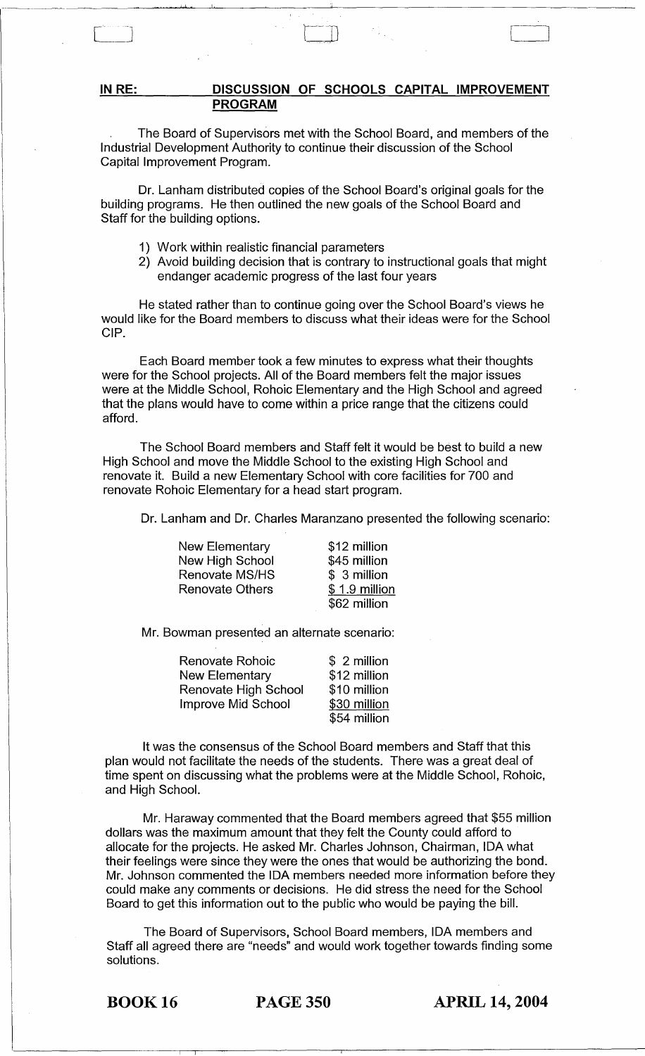**IN RE: DISCUSSION OF SCHOOLS CAPITAL IMPROVEMENT PROGRAM**

The Board of Supervisors met with the School Board, and members of the Industrial Development Authority to continue their discussion of the School Capital Improvement Program.

Dr. Lanham distributed copies of the School Board's original goals for the building programs. He then outlined the new goals of the School Board and Staff for the building options.

1) Work within realistic financial parameters
2) Avoid building decision that is contrary to instructional goals that might endanger academic progress of the last four years

He stated rather than to continue going over the School Board's views he would like for the Board members to discuss what their ideas were for the School CIP.

Each Board member took a few minutes to express what their thoughts were for the School projects. All of the Board members felt the major issues were at the Middle School, Rohoic Elementary and the High School and agreed that the plans would have to come within a price range that the citizens could afford.

The School Board members and Staff felt it would be best to build a new High School and move the Middle School to the existing High School and renovate it. Build a new Elementary School with core facilities for 700 and renovate Rohoic Elementary for a head start program.

Dr. Lanham and Dr. Charles Maranzano presented the following scenario:

| | |
|---|---|
| New Elementary | \$12 million |
| New High School | \$45 million |
| Renovate MS/HS | \$ 3 million |
| Renovate Others | \$ 1.9 million |
| | \$62 million |

Mr. Bowman presented an alternate scenario:

| | |
|---|---|
| Renovate Rohoic | \$ 2 million |
| New Elementary | \$12 million |
| Renovate High School | \$10 million |
| Improve Mid School | \$30 million |
| | \$54 million |

It was the consensus of the School Board members and Staff that this plan would not facilitate the needs of the students. There was a great deal of time spent on discussing what the problems were at the Middle School, Rohoic, and High School.

Mr. Haraway commented that the Board members agreed that \$55 million dollars was the maximum amount that they felt the County could afford to allocate for the projects. He asked Mr. Charles Johnson, Chairman, IDA what their feelings were since they were the ones that would be authorizing the bond. Mr. Johnson commented the IDA members needed more information before they could make any comments or decisions. He did stress the need for the School Board to get this information out to the public who would be paying the bill.

The Board of Supervisors, School Board members, IDA members and Staff all agreed there are "needs" and would work together towards finding some solutions.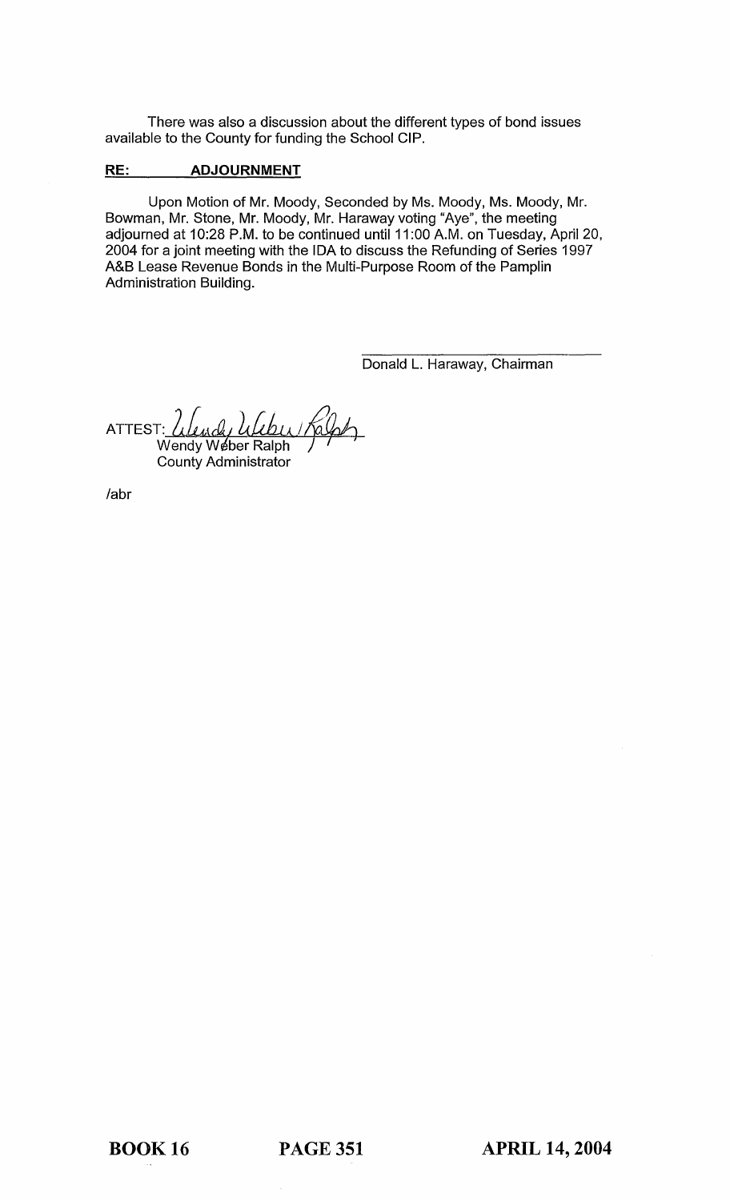There was also a discussion about the different types of bond issues available to the County for funding the School CIP.

**RE: ADJOURNMENT**

Upon Motion of Mr. Moody, Seconded by Ms. Moody, Ms. Moody, Mr. Bowman, Mr. Stone, Mr. Moody, Mr. Haraway voting "Aye", the meeting adjourned at 10:28 P.M. to be continued until 11:00 A.M. on Tuesday, April 20, 2004 for a joint meeting with the IDA to discuss the Refunding of Series 1997 A&B Lease Revenue Bonds in the Multi-Purpose Room of the Pamplin Administration Building.

\_\_\_\_\_\_\_\_\_\_\_\_\_\_\_\_\_\_\_\_\_\_\_\_\_\_\_\_\_\_
Donald L. Haraway, Chairman

ATTEST: Wendy Weber Ralph
Wendy Weber Ralph
County Administrator

/abr

BOOK 16 PAGE 351 APRIL 14, 2004